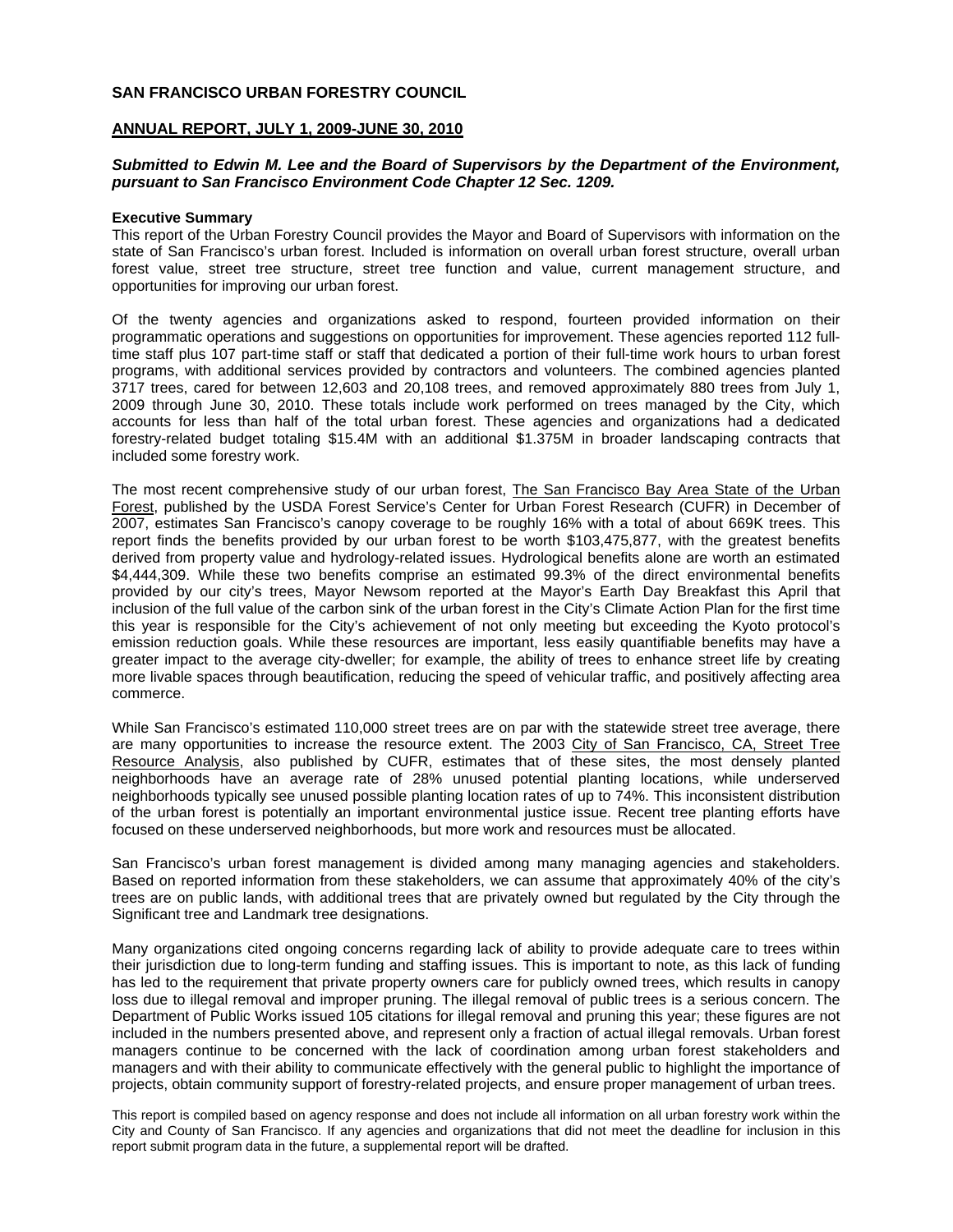# SAN FRANCISCO URBAN FORESTRY COUNCIL

## ANNUAL REPORT, JULY 1, 2009-JUNE 30, 2010

***Submitted to Edwin M. Lee and the Board of Supervisors by the Department of the Environment, pursuant to San Francisco Environment Code Chapter 12 Sec. 1209.***

### Executive Summary

This report of the Urban Forestry Council provides the Mayor and Board of Supervisors with information on the state of San Francisco's urban forest. Included is information on overall urban forest structure, overall urban forest value, street tree structure, street tree function and value, current management structure, and opportunities for improving our urban forest.

Of the twenty agencies and organizations asked to respond, fourteen provided information on their programmatic operations and suggestions on opportunities for improvement. These agencies reported 112 full-time staff plus 107 part-time staff or staff that dedicated a portion of their full-time work hours to urban forest programs, with additional services provided by contractors and volunteers. The combined agencies planted 3717 trees, cared for between 12,603 and 20,108 trees, and removed approximately 880 trees from July 1, 2009 through June 30, 2010. These totals include work performed on trees managed by the City, which accounts for less than half of the total urban forest. These agencies and organizations had a dedicated forestry-related budget totaling $15.4M with an additional $1.375M in broader landscaping contracts that included some forestry work.

The most recent comprehensive study of our urban forest, The San Francisco Bay Area State of the Urban Forest, published by the USDA Forest Service's Center for Urban Forest Research (CUFR) in December of 2007, estimates San Francisco's canopy coverage to be roughly 16% with a total of about 669K trees. This report finds the benefits provided by our urban forest to be worth $103,475,877, with the greatest benefits derived from property value and hydrology-related issues. Hydrological benefits alone are worth an estimated $4,444,309. While these two benefits comprise an estimated 99.3% of the direct environmental benefits provided by our city's trees, Mayor Newsom reported at the Mayor's Earth Day Breakfast this April that inclusion of the full value of the carbon sink of the urban forest in the City's Climate Action Plan for the first time this year is responsible for the City's achievement of not only meeting but exceeding the Kyoto protocol's emission reduction goals. While these resources are important, less easily quantifiable benefits may have a greater impact to the average city-dweller; for example, the ability of trees to enhance street life by creating more livable spaces through beautification, reducing the speed of vehicular traffic, and positively affecting area commerce.

While San Francisco's estimated 110,000 street trees are on par with the statewide street tree average, there are many opportunities to increase the resource extent. The 2003 City of San Francisco, CA, Street Tree Resource Analysis, also published by CUFR, estimates that of these sites, the most densely planted neighborhoods have an average rate of 28% unused potential planting locations, while underserved neighborhoods typically see unused possible planting location rates of up to 74%. This inconsistent distribution of the urban forest is potentially an important environmental justice issue. Recent tree planting efforts have focused on these underserved neighborhoods, but more work and resources must be allocated.

San Francisco's urban forest management is divided among many managing agencies and stakeholders. Based on reported information from these stakeholders, we can assume that approximately 40% of the city's trees are on public lands, with additional trees that are privately owned but regulated by the City through the Significant tree and Landmark tree designations.

Many organizations cited ongoing concerns regarding lack of ability to provide adequate care to trees within their jurisdiction due to long-term funding and staffing issues. This is important to note, as this lack of funding has led to the requirement that private property owners care for publicly owned trees, which results in canopy loss due to illegal removal and improper pruning. The illegal removal of public trees is a serious concern. The Department of Public Works issued 105 citations for illegal removal and pruning this year; these figures are not included in the numbers presented above, and represent only a fraction of actual illegal removals. Urban forest managers continue to be concerned with the lack of coordination among urban forest stakeholders and managers and with their ability to communicate effectively with the general public to highlight the importance of projects, obtain community support of forestry-related projects, and ensure proper management of urban trees.

This report is compiled based on agency response and does not include all information on all urban forestry work within the City and County of San Francisco. If any agencies and organizations that did not meet the deadline for inclusion in this report submit program data in the future, a supplemental report will be drafted.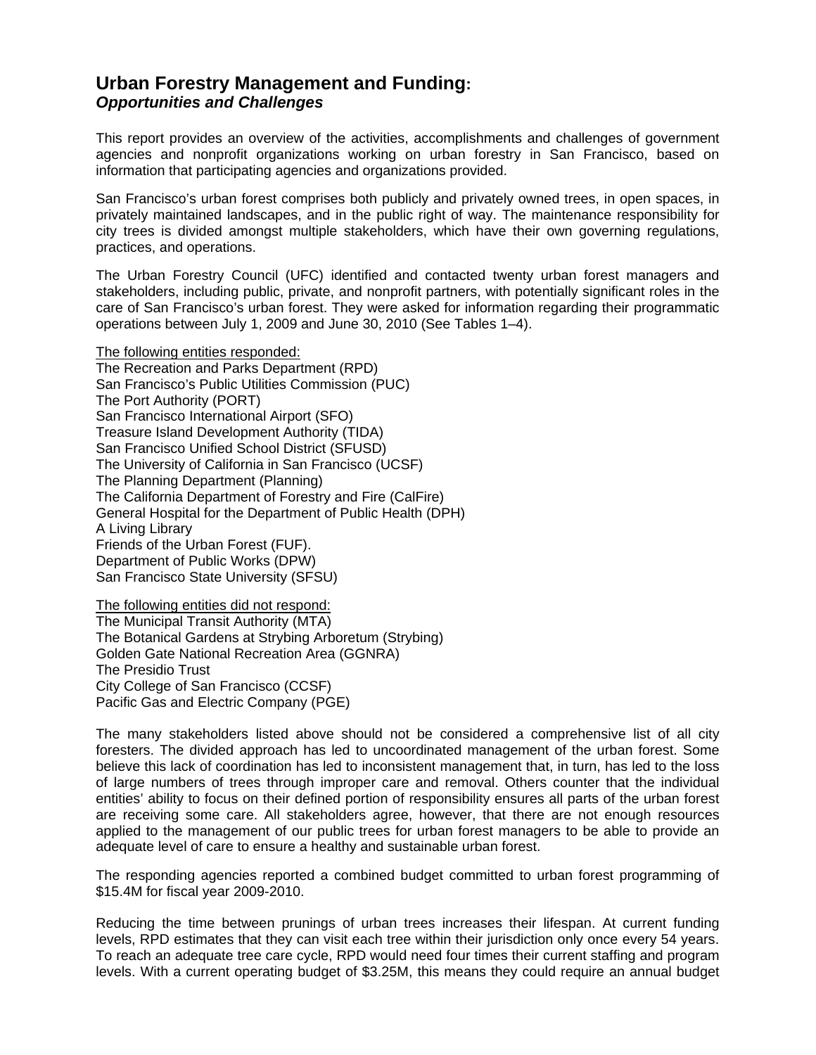# Urban Forestry Management and Funding: *Opportunities and Challenges*

This report provides an overview of the activities, accomplishments and challenges of government agencies and nonprofit organizations working on urban forestry in San Francisco, based on information that participating agencies and organizations provided.

San Francisco's urban forest comprises both publicly and privately owned trees, in open spaces, in privately maintained landscapes, and in the public right of way. The maintenance responsibility for city trees is divided amongst multiple stakeholders, which have their own governing regulations, practices, and operations.

The Urban Forestry Council (UFC) identified and contacted twenty urban forest managers and stakeholders, including public, private, and nonprofit partners, with potentially significant roles in the care of San Francisco's urban forest. They were asked for information regarding their programmatic operations between July 1, 2009 and June 30, 2010 (See Tables 1–4).

<u>The following entities responded:</u>
The Recreation and Parks Department (RPD)
San Francisco's Public Utilities Commission (PUC)
The Port Authority (PORT)
San Francisco International Airport (SFO)
Treasure Island Development Authority (TIDA)
San Francisco Unified School District (SFUSD)
The University of California in San Francisco (UCSF)
The Planning Department (Planning)
The California Department of Forestry and Fire (CalFire)
General Hospital for the Department of Public Health (DPH)
A Living Library
Friends of the Urban Forest (FUF).
Department of Public Works (DPW)
San Francisco State University (SFSU)

<u>The following entities did not respond:</u>
The Municipal Transit Authority (MTA)
The Botanical Gardens at Strybing Arboretum (Strybing)
Golden Gate National Recreation Area (GGNRA)
The Presidio Trust
City College of San Francisco (CCSF)
Pacific Gas and Electric Company (PGE)

The many stakeholders listed above should not be considered a comprehensive list of all city foresters. The divided approach has led to uncoordinated management of the urban forest. Some believe this lack of coordination has led to inconsistent management that, in turn, has led to the loss of large numbers of trees through improper care and removal. Others counter that the individual entities' ability to focus on their defined portion of responsibility ensures all parts of the urban forest are receiving some care. All stakeholders agree, however, that there are not enough resources applied to the management of our public trees for urban forest managers to be able to provide an adequate level of care to ensure a healthy and sustainable urban forest.

The responding agencies reported a combined budget committed to urban forest programming of $15.4M for fiscal year 2009-2010.

Reducing the time between prunings of urban trees increases their lifespan. At current funding levels, RPD estimates that they can visit each tree within their jurisdiction only once every 54 years. To reach an adequate tree care cycle, RPD would need four times their current staffing and program levels. With a current operating budget of $3.25M, this means they could require an annual budget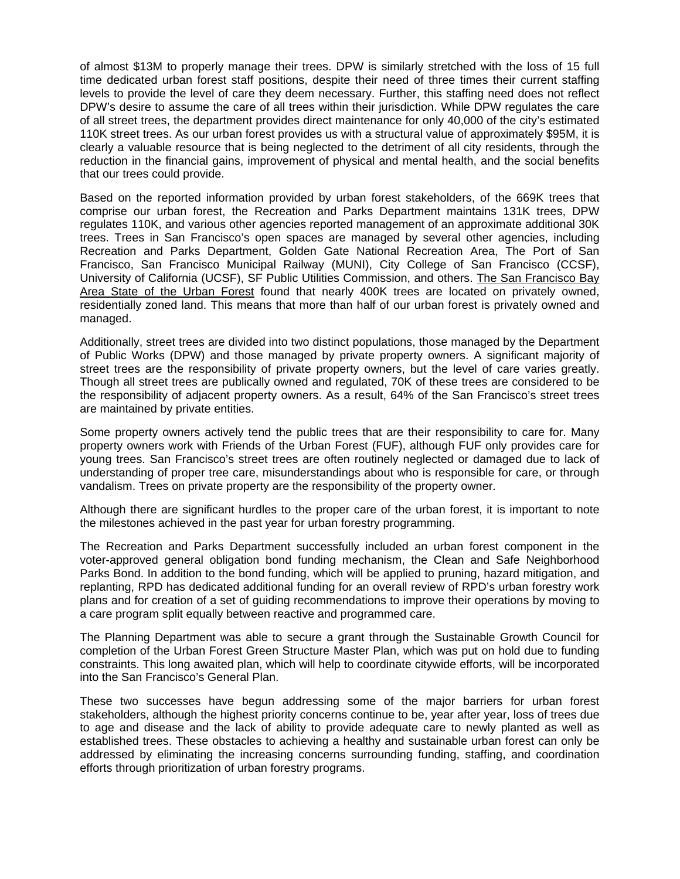of almost $13M to properly manage their trees. DPW is similarly stretched with the loss of 15 full time dedicated urban forest staff positions, despite their need of three times their current staffing levels to provide the level of care they deem necessary. Further, this staffing need does not reflect DPW's desire to assume the care of all trees within their jurisdiction. While DPW regulates the care of all street trees, the department provides direct maintenance for only 40,000 of the city's estimated 110K street trees. As our urban forest provides us with a structural value of approximately $95M, it is clearly a valuable resource that is being neglected to the detriment of all city residents, through the reduction in the financial gains, improvement of physical and mental health, and the social benefits that our trees could provide.

Based on the reported information provided by urban forest stakeholders, of the 669K trees that comprise our urban forest, the Recreation and Parks Department maintains 131K trees, DPW regulates 110K, and various other agencies reported management of an approximate additional 30K trees. Trees in San Francisco's open spaces are managed by several other agencies, including Recreation and Parks Department, Golden Gate National Recreation Area, The Port of San Francisco, San Francisco Municipal Railway (MUNI), City College of San Francisco (CCSF), University of California (UCSF), SF Public Utilities Commission, and others. The San Francisco Bay Area State of the Urban Forest found that nearly 400K trees are located on privately owned, residentially zoned land. This means that more than half of our urban forest is privately owned and managed.

Additionally, street trees are divided into two distinct populations, those managed by the Department of Public Works (DPW) and those managed by private property owners. A significant majority of street trees are the responsibility of private property owners, but the level of care varies greatly. Though all street trees are publically owned and regulated, 70K of these trees are considered to be the responsibility of adjacent property owners. As a result, 64% of the San Francisco's street trees are maintained by private entities.

Some property owners actively tend the public trees that are their responsibility to care for. Many property owners work with Friends of the Urban Forest (FUF), although FUF only provides care for young trees. San Francisco's street trees are often routinely neglected or damaged due to lack of understanding of proper tree care, misunderstandings about who is responsible for care, or through vandalism. Trees on private property are the responsibility of the property owner.

Although there are significant hurdles to the proper care of the urban forest, it is important to note the milestones achieved in the past year for urban forestry programming.

The Recreation and Parks Department successfully included an urban forest component in the voter-approved general obligation bond funding mechanism, the Clean and Safe Neighborhood Parks Bond. In addition to the bond funding, which will be applied to pruning, hazard mitigation, and replanting, RPD has dedicated additional funding for an overall review of RPD's urban forestry work plans and for creation of a set of guiding recommendations to improve their operations by moving to a care program split equally between reactive and programmed care.

The Planning Department was able to secure a grant through the Sustainable Growth Council for completion of the Urban Forest Green Structure Master Plan, which was put on hold due to funding constraints. This long awaited plan, which will help to coordinate citywide efforts, will be incorporated into the San Francisco's General Plan.

These two successes have begun addressing some of the major barriers for urban forest stakeholders, although the highest priority concerns continue to be, year after year, loss of trees due to age and disease and the lack of ability to provide adequate care to newly planted as well as established trees. These obstacles to achieving a healthy and sustainable urban forest can only be addressed by eliminating the increasing concerns surrounding funding, staffing, and coordination efforts through prioritization of urban forestry programs.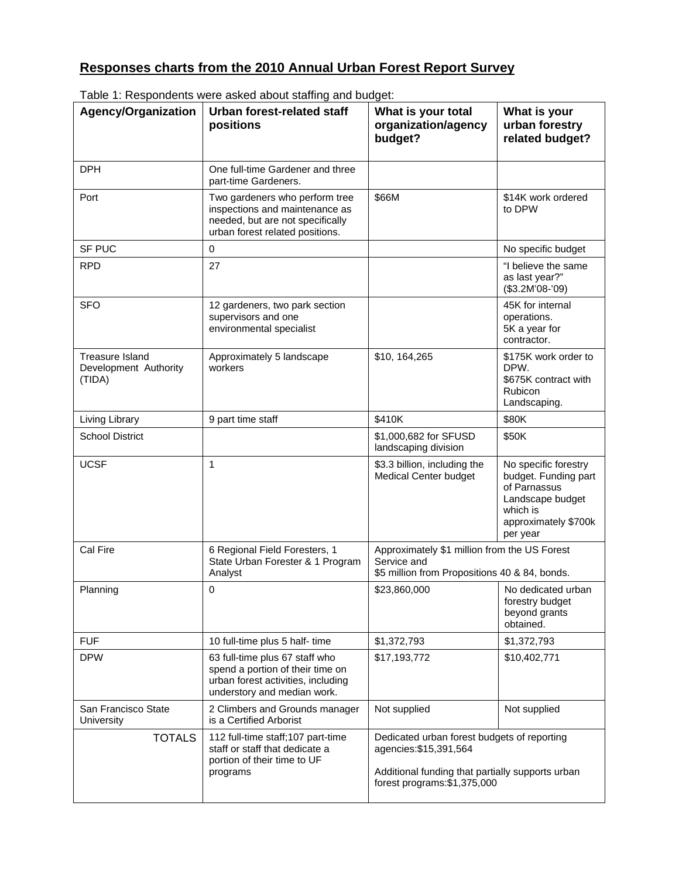# Responses charts from the 2010 Annual Urban Forest Report Survey

Table 1: Respondents were asked about staffing and budget:

| Agency/Organization | Urban forest-related staff positions | What is your total organization/agency budget? | What is your urban forestry related budget? |
|---|---|---|---|
| DPH | One full-time Gardener and three part-time Gardeners. | | |
| Port | Two gardeners who perform tree inspections and maintenance as needed, but are not specifically urban forest related positions. | $66M | $14K work ordered to DPW |
| SF PUC | 0 | | No specific budget |
| RPD | 27 | | "I believe the same as last year?" ($3.2M'08-'09) |
| SFO | 12 gardeners, two park section supervisors and one environmental specialist | | 45K for internal operations. 5K a year for contractor. |
| Treasure Island Development Authority (TIDA) | Approximately 5 landscape workers | $10, 164,265 | $175K work order to DPW. $675K contract with Rubicon Landscaping. |
| Living Library | 9 part time staff | $410K | $80K |
| School District | | $1,000,682 for SFUSD landscaping division | $50K |
| UCSF | 1 | $3.3 billion, including the Medical Center budget | No specific forestry budget. Funding part of Parnassus Landscape budget which is approximately $700k per year |
| Cal Fire | 6 Regional Field Foresters, 1 State Urban Forester & 1 Program Analyst | Approximately $1 million from the US Forest Service and $5 million from Propositions 40 & 84, bonds. | |
| Planning | 0 | $23,860,000 | No dedicated urban forestry budget beyond grants obtained. |
| FUF | 10 full-time plus 5 half- time | $1,372,793 | $1,372,793 |
| DPW | 63 full-time plus 67 staff who spend a portion of their time on urban forest activities, including understory and median work. | $17,193,772 | $10,402,771 |
| San Francisco State University | 2 Climbers and Grounds manager is a Certified Arborist | Not supplied | Not supplied |
| TOTALS | 112 full-time staff;107 part-time staff or staff that dedicate a portion of their time to UF programs | Dedicated urban forest budgets of reporting agencies:$15,391,564<br><br>Additional funding that partially supports urban forest programs:$1,375,000 | |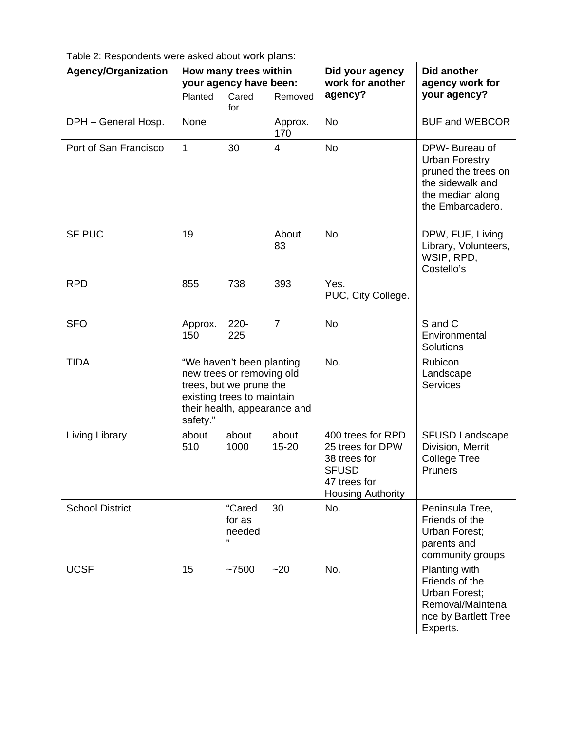Table 2: Respondents were asked about work plans:

| Agency/Organization | How many trees within your agency have been: | | | Did your agency work for another agency? | Did another agency work for your agency? |
|---|---|---|---|---|---|
| | Planted | Cared for | Removed | | |
| DPH – General Hosp. | None | | Approx. 170 | No | BUF and WEBCOR |
| Port of San Francisco | 1 | 30 | 4 | No | DPW- Bureau of Urban Forestry pruned the trees on the sidewalk and the median along the Embarcadero. |
| SF PUC | 19 | | About 83 | No | DPW, FUF, Living Library, Volunteers, WSIP, RPD, Costello's |
| RPD | 855 | 738 | 393 | Yes. PUC, City College. | |
| SFO | Approx. 150 | 220-225 | 7 | No | S and C Environmental Solutions |
| TIDA | "We haven't been planting new trees or removing old trees, but we prune the existing trees to maintain their health, appearance and safety." | | | No. | Rubicon Landscape Services |
| Living Library | about 510 | about 1000 | about 15-20 | 400 trees for RPD 25 trees for DPW 38 trees for SFUSD 47 trees for Housing Authority | SFUSD Landscape Division, Merrit College Tree Pruners |
| School District | | "Cared for as needed" | 30 | No. | Peninsula Tree, Friends of the Urban Forest; parents and community groups |
| UCSF | 15 | ~7500 | ~20 | No. | Planting with Friends of the Urban Forest; Removal/Maintenance by Bartlett Tree Experts. |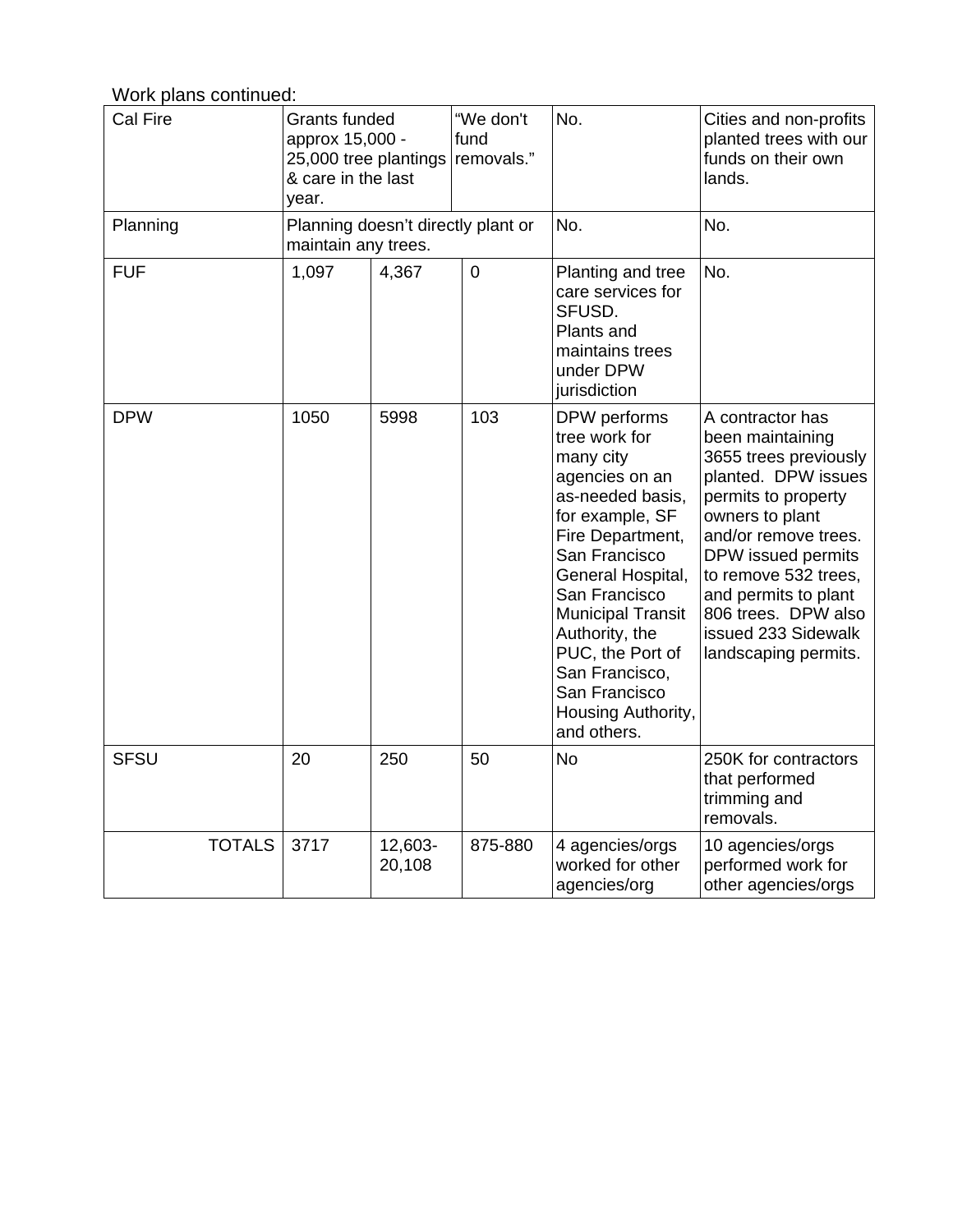Work plans continued:

| | | | | | |
|---|---|---|---|---|---|
| Cal Fire | Grants funded approx 15,000 - 25,000 tree plantings & care in the last year. | | "We don't fund removals." | No. | Cities and non-profits planted trees with our funds on their own lands. |
| Planning | Planning doesn't directly plant or maintain any trees. | | | No. | No. |
| FUF | 1,097 | 4,367 | 0 | Planting and tree care services for SFUSD.<br>Plants and maintains trees under DPW jurisdiction | No. |
| DPW | 1050 | 5998 | 103 | DPW performs tree work for many city agencies on an as-needed basis, for example, SF Fire Department, San Francisco General Hospital, San Francisco Municipal Transit Authority, the PUC, the Port of San Francisco, San Francisco Housing Authority, and others. | A contractor has been maintaining 3655 trees previously planted. DPW issues permits to property owners to plant and/or remove trees. DPW issued permits to remove 532 trees, and permits to plant 806 trees. DPW also issued 233 Sidewalk landscaping permits. |
| SFSU | 20 | 250 | 50 | No | 250K for contractors that performed trimming and removals. |
| TOTALS | 3717 | 12,603-20,108 | 875-880 | 4 agencies/orgs worked for other agencies/org | 10 agencies/orgs performed work for other agencies/orgs |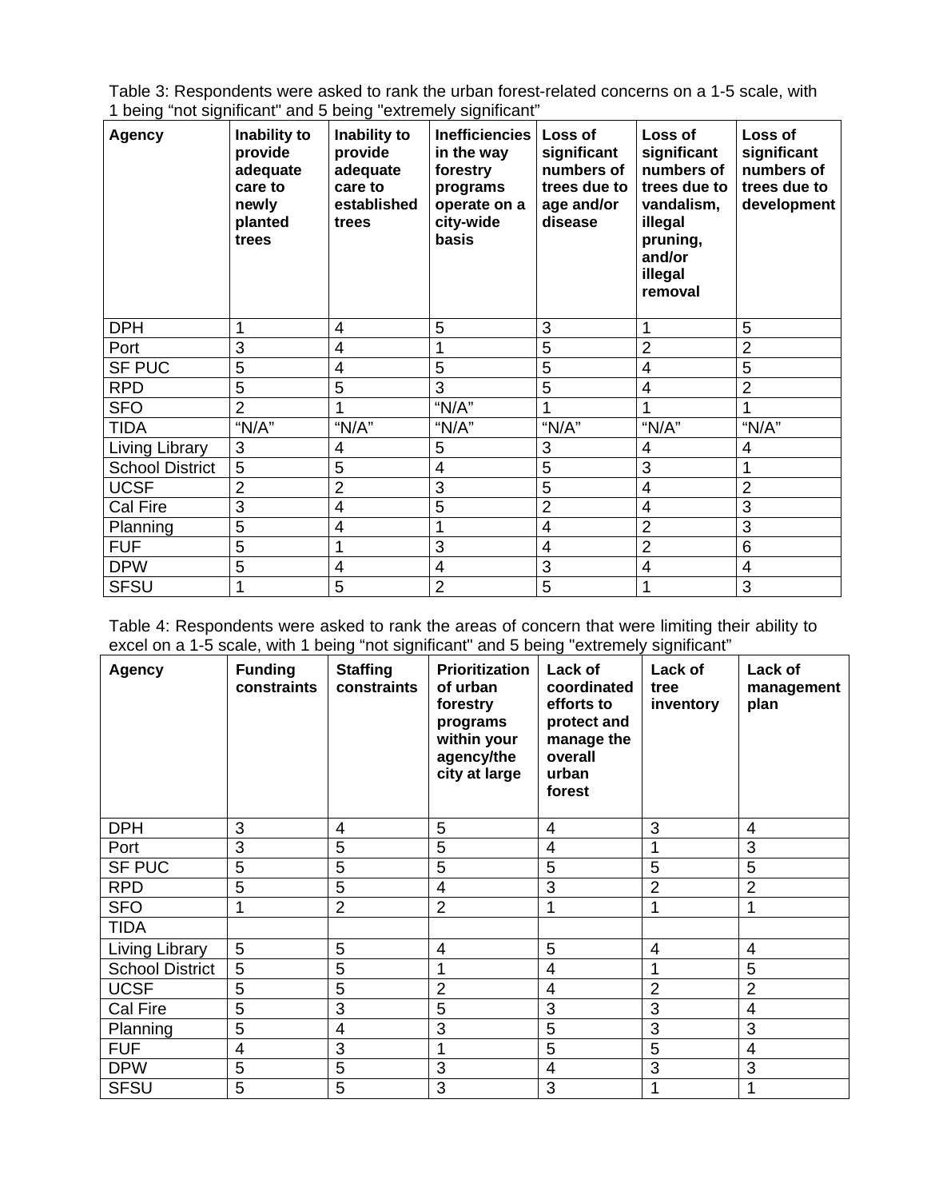Table 3: Respondents were asked to rank the urban forest-related concerns on a 1-5 scale, with 1 being "not significant" and 5 being "extremely significant"

| Agency | Inability to provide adequate care to newly planted trees | Inability to provide adequate care to established trees | Inefficiencies in the way forestry programs operate on a city-wide basis | Loss of significant numbers of trees due to age and/or disease | Loss of significant numbers of trees due to vandalism, illegal pruning, and/or illegal removal | Loss of significant numbers of trees due to development |
|---|---|---|---|---|---|---|
| DPH | 1 | 4 | 5 | 3 | 1 | 5 |
| Port | 3 | 4 | 1 | 5 | 2 | 2 |
| SF PUC | 5 | 4 | 5 | 5 | 4 | 5 |
| RPD | 5 | 5 | 3 | 5 | 4 | 2 |
| SFO | 2 | 1 | "N/A" | 1 | 1 | 1 |
| TIDA | "N/A" | "N/A" | "N/A" | "N/A" | "N/A" | "N/A" |
| Living Library | 3 | 4 | 5 | 3 | 4 | 4 |
| School District | 5 | 5 | 4 | 5 | 3 | 1 |
| UCSF | 2 | 2 | 3 | 5 | 4 | 2 |
| Cal Fire | 3 | 4 | 5 | 2 | 4 | 3 |
| Planning | 5 | 4 | 1 | 4 | 2 | 3 |
| FUF | 5 | 1 | 3 | 4 | 2 | 6 |
| DPW | 5 | 4 | 4 | 3 | 4 | 4 |
| SFSU | 1 | 5 | 2 | 5 | 1 | 3 |

Table 4: Respondents were asked to rank the areas of concern that were limiting their ability to excel on a 1-5 scale, with 1 being "not significant" and 5 being "extremely significant"

| Agency | Funding constraints | Staffing constraints | Prioritization of urban forestry programs within your agency/the city at large | Lack of coordinated efforts to protect and manage the overall urban forest | Lack of tree inventory | Lack of management plan |
|---|---|---|---|---|---|---|
| DPH | 3 | 4 | 5 | 4 | 3 | 4 |
| Port | 3 | 5 | 5 | 4 | 1 | 3 |
| SF PUC | 5 | 5 | 5 | 5 | 5 | 5 |
| RPD | 5 | 5 | 4 | 3 | 2 | 2 |
| SFO | 1 | 2 | 2 | 1 | 1 | 1 |
| TIDA | | | | | | |
| Living Library | 5 | 5 | 4 | 5 | 4 | 4 |
| School District | 5 | 5 | 1 | 4 | 1 | 5 |
| UCSF | 5 | 5 | 2 | 4 | 2 | 2 |
| Cal Fire | 5 | 3 | 5 | 3 | 3 | 4 |
| Planning | 5 | 4 | 3 | 5 | 3 | 3 |
| FUF | 4 | 3 | 1 | 5 | 5 | 4 |
| DPW | 5 | 5 | 3 | 4 | 3 | 3 |
| SFSU | 5 | 5 | 3 | 3 | 1 | 1 |